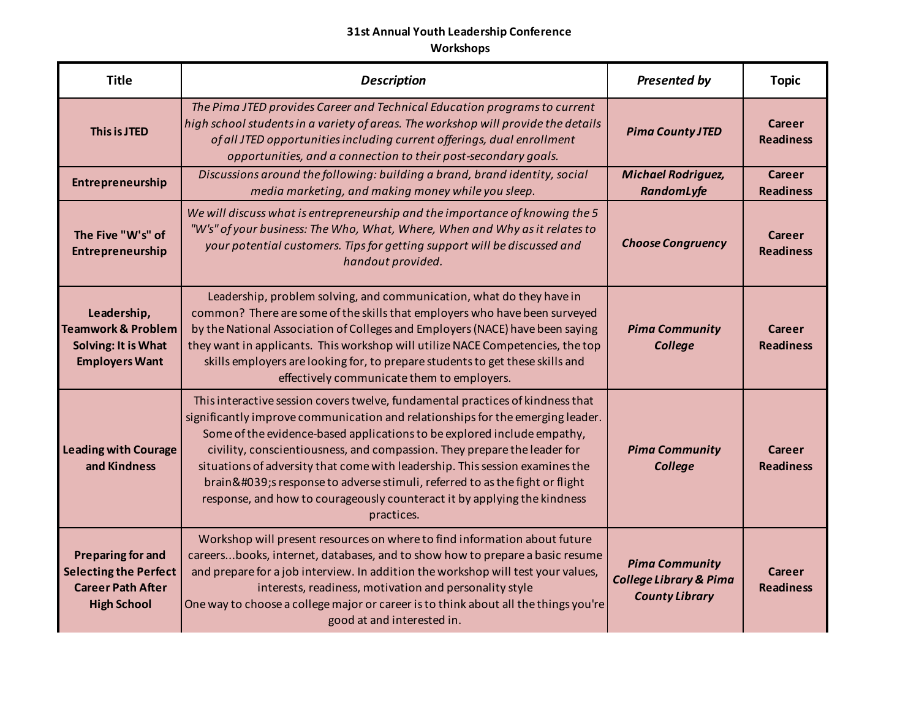# 31st Annual Youth Leadership Conference
## Workshops

| Title | *Description* | *Presented by* | Topic |
|---|---|---|---|
| **This is JTED** | *The Pima JTED provides Career and Technical Education programs to current high school students in a variety of areas. The workshop will provide the details of all JTED opportunities including current offerings, dual enrollment opportunities, and a connection to their post-secondary goals.* | ***Pima County JTED*** | **Career Readiness** |
| **Entrepreneurship** | *Discussions around the following: building a brand, brand identity, social media marketing, and making money while you sleep.* | ***Michael Rodriguez, RandomLyfe*** | **Career Readiness** |
| **The Five "W's" of Entrepreneurship** | *We will discuss what is entrepreneurship and the importance of knowing the 5 "W's" of your business: The Who, What, Where, When and Why as it relates to your potential customers. Tips for getting support will be discussed and handout provided.* | ***Choose Congruency*** | **Career Readiness** |
| **Leadership, Teamwork & Problem Solving: It is What Employers Want** | Leadership, problem solving, and communication, what do they have in common? There are some of the skills that employers who have been surveyed by the National Association of Colleges and Employers (NACE) have been saying they want in applicants. This workshop will utilize NACE Competencies, the top skills employers are looking for, to prepare students to get these skills and effectively communicate them to employers. | ***Pima Community College*** | **Career Readiness** |
| **Leading with Courage and Kindness** | This interactive session covers twelve, fundamental practices of kindness that significantly improve communication and relationships for the emerging leader. Some of the evidence-based applications to be explored include empathy, civility, conscientiousness, and compassion. They prepare the leader for situations of adversity that come with leadership. This session examines the brain&#039;s response to adverse stimuli, referred to as the fight or flight response, and how to courageously counteract it by applying the kindness practices. | ***Pima Community College*** | **Career Readiness** |
| **Preparing for and Selecting the Perfect Career Path After High School** | Workshop will present resources on where to find information about future careers...books, internet, databases, and to show how to prepare a basic resume and prepare for a job interview. In addition the workshop will test your values, interests, readiness, motivation and personality style One way to choose a college major or career is to think about all the things you're good at and interested in. | ***Pima Community College Library & Pima County Library*** | **Career Readiness** |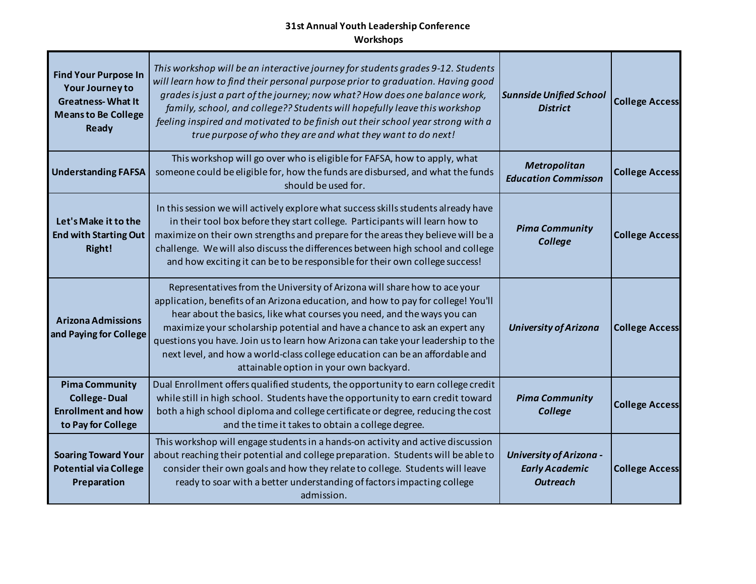**31st Annual Youth Leadership Conference**
**Workshops**

| Workshop | Description | Presenter | Category |
|---|---|---|---|
| **Find Your Purpose In Your Journey to Greatness- What It Means to Be College Ready** | *This workshop will be an interactive journey for students grades 9-12. Students will learn how to find their personal purpose prior to graduation. Having good grades is just a part of the journey; now what? How does one balance work, family, school, and college?? Students will hopefully leave this workshop feeling inspired and motivated to be finish out their school year strong with a true purpose of who they are and what they want to do next!* | ***Sunnside Unified School District*** | **College Access** |
| **Understanding FAFSA** | This workshop will go over who is eligible for FAFSA, how to apply, what someone could be eligible for, how the funds are disbursed, and what the funds should be used for. | ***Metropolitan Education Commisson*** | **College Access** |
| **Let's Make it to the End with Starting Out Right!** | In this session we will actively explore what success skills students already have in their tool box before they start college. Participants will learn how to maximize on their own strengths and prepare for the areas they believe will be a challenge. We will also discuss the differences between high school and college and how exciting it can be to be responsible for their own college success! | ***Pima Community College*** | **College Access** |
| **Arizona Admissions and Paying for College** | Representatives from the University of Arizona will share how to ace your application, benefits of an Arizona education, and how to pay for college! You'll hear about the basics, like what courses you need, and the ways you can maximize your scholarship potential and have a chance to ask an expert any questions you have. Join us to learn how Arizona can take your leadership to the next level, and how a world-class college education can be an affordable and attainable option in your own backyard. | ***University of Arizona*** | **College Access** |
| **Pima Community College- Dual Enrollment and how to Pay for College** | Dual Enrollment offers qualified students, the opportunity to earn college credit while still in high school. Students have the opportunity to earn credit toward both a high school diploma and college certificate or degree, reducing the cost and the time it takes to obtain a college degree. | ***Pima Community College*** | **College Access** |
| **Soaring Toward Your Potential via College Preparation** | This workshop will engage students in a hands-on activity and active discussion about reaching their potential and college preparation. Students will be able to consider their own goals and how they relate to college. Students will leave ready to soar with a better understanding of factors impacting college admission. | ***University of Arizona - Early Academic Outreach*** | **College Access** |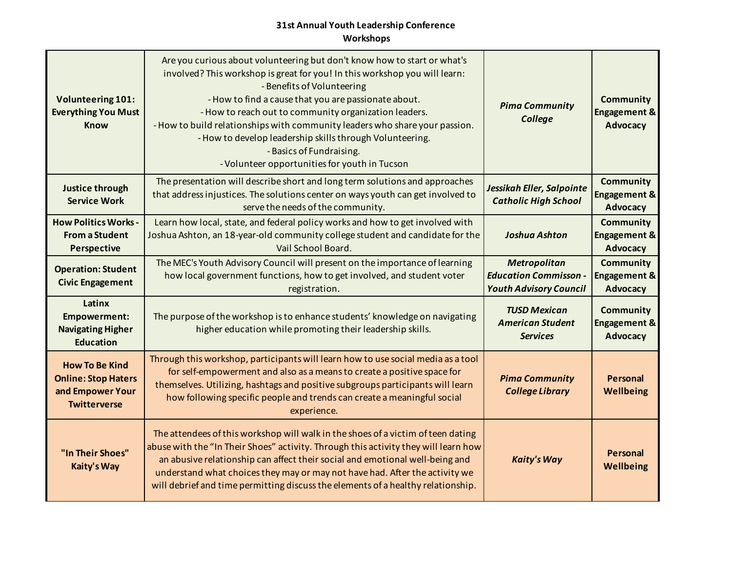**31st Annual Youth Leadership Conference**
**Workshops**

| Workshop | Description | Presenter | Category |
|---|---|---|---|
| **Volunteering 101: Everything You Must Know** | Are you curious about volunteering but don't know how to start or what's involved? This workshop is great for you! In this workshop you will learn:<br>- Benefits of Volunteering<br>- How to find a cause that you are passionate about.<br>- How to reach out to community organization leaders.<br>- How to build relationships with community leaders who share your passion.<br>- How to develop leadership skills through Volunteering.<br>- Basics of Fundraising.<br>- Volunteer opportunities for youth in Tucson | ***Pima Community College*** | **Community Engagement & Advocacy** |
| **Justice through Service Work** | The presentation will describe short and long term solutions and approaches that address injustices. The solutions center on ways youth can get involved to serve the needs of the community. | ***Jessikah Eller, Salpointe Catholic High School*** | **Community Engagement & Advocacy** |
| **How Politics Works - From a Student Perspective** | Learn how local, state, and federal policy works and how to get involved with Joshua Ashton, an 18-year-old community college student and candidate for the Vail School Board. | ***Joshua Ashton*** | **Community Engagement & Advocacy** |
| **Operation: Student Civic Engagement** | The MEC's Youth Advisory Council will present on the importance of learning how local government functions, how to get involved, and student voter registration. | ***Metropolitan Education Commisson - Youth Advisory Council*** | **Community Engagement & Advocacy** |
| **Latinx Empowerment: Navigating Higher Education** | The purpose of the workshop is to enhance students' knowledge on navigating higher education while promoting their leadership skills. | ***TUSD Mexican American Student Services*** | **Community Engagement & Advocacy** |
| **How To Be Kind Online: Stop Haters and Empower Your Twitterverse** | Through this workshop, participants will learn how to use social media as a tool for self-empowerment and also as a means to create a positive space for themselves. Utilizing, hashtags and positive subgroups participants will learn how following specific people and trends can create a meaningful social experience. | ***Pima Community College Library*** | **Personal Wellbeing** |
| **"In Their Shoes" Kaity's Way** | The attendees of this workshop will walk in the shoes of a victim of teen dating abuse with the "In Their Shoes" activity. Through this activity they will learn how an abusive relationship can affect their social and emotional well-being and understand what choices they may or may not have had. After the activity we will debrief and time permitting discuss the elements of a healthy relationship. | ***Kaity's Way*** | **Personal Wellbeing** |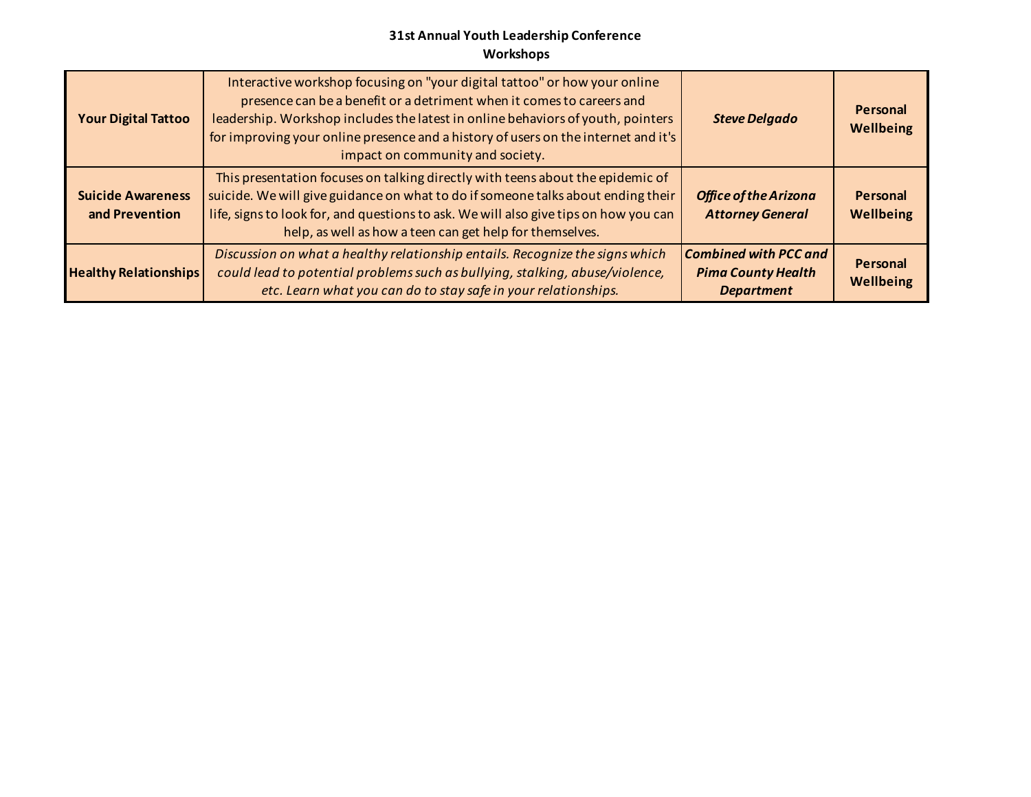**31st Annual Youth Leadership Conference**
**Workshops**

| | | | |
|---|---|---|---|
| **Your Digital Tattoo** | Interactive workshop focusing on "your digital tattoo" or how your online presence can be a benefit or a detriment when it comes to careers and leadership. Workshop includes the latest in online behaviors of youth, pointers for improving your online presence and a history of users on the internet and it's impact on community and society. | ***Steve Delgado*** | **Personal Wellbeing** |
| **Suicide Awareness and Prevention** | This presentation focuses on talking directly with teens about the epidemic of suicide. We will give guidance on what to do if someone talks about ending their life, signs to look for, and questions to ask. We will also give tips on how you can help, as well as how a teen can get help for themselves. | ***Office of the Arizona Attorney General*** | **Personal Wellbeing** |
| **Healthy Relationships** | *Discussion on what a healthy relationship entails. Recognize the signs which could lead to potential problems such as bullying, stalking, abuse/violence, etc. Learn what you can do to stay safe in your relationships.* | ***Combined with PCC and Pima County Health Department*** | **Personal Wellbeing** |